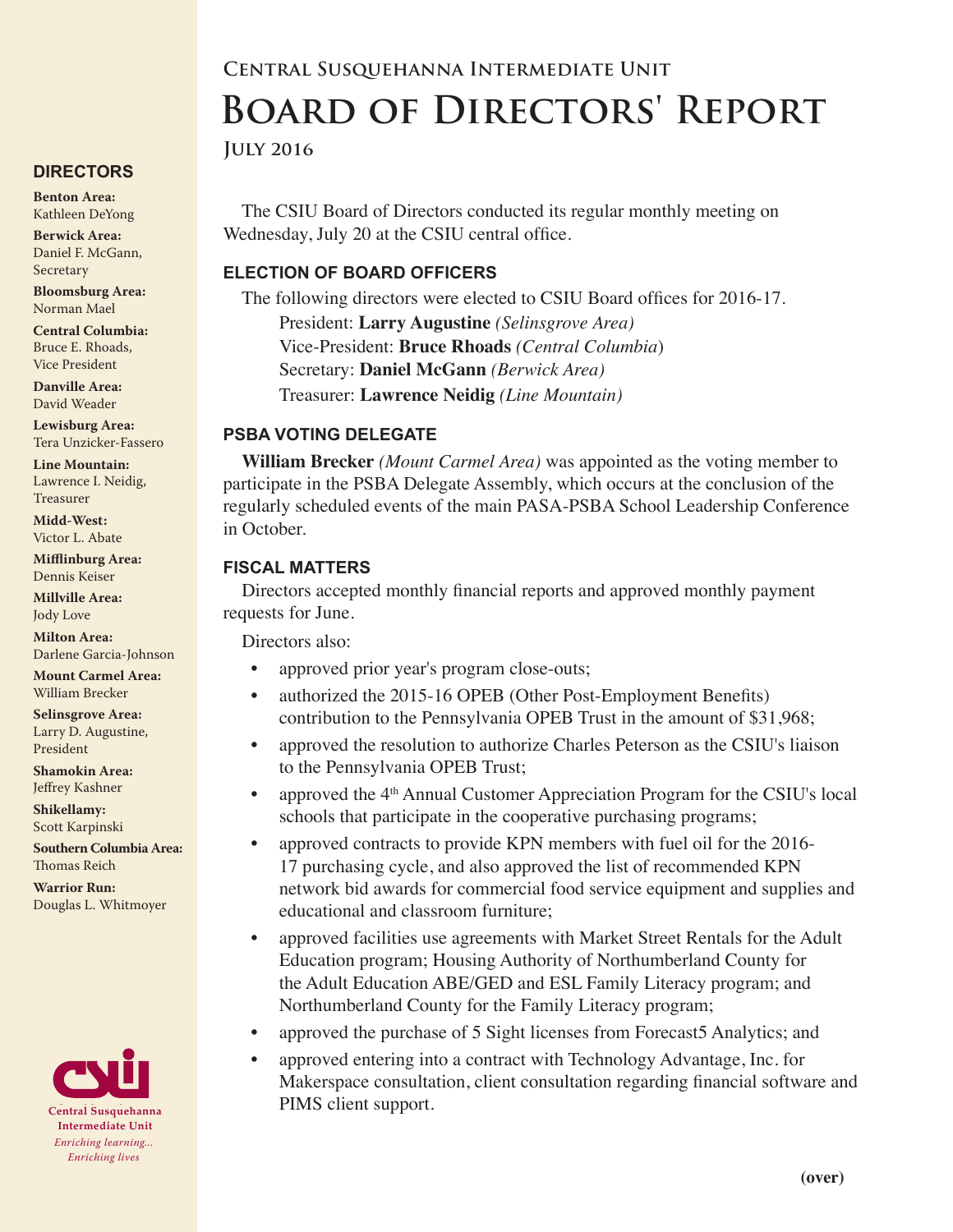# Central Susquehanna Intermediate Unit

# Board of Directors' Report

### July 2016

The CSIU Board of Directors conducted its regular monthly meeting on Wednesday, July 20 at the CSIU central office.

## ELECTION OF BOARD OFFICERS

The following directors were elected to CSIU Board offices for 2016-17.

President: **Larry Augustine** *(Selinsgrove Area)*
Vice-President: **Bruce Rhoads** *(Central Columbia)*
Secretary: **Daniel McGann** *(Berwick Area)*
Treasurer: **Lawrence Neidig** *(Line Mountain)*

## PSBA VOTING DELEGATE

**William Brecker** *(Mount Carmel Area)* was appointed as the voting member to participate in the PSBA Delegate Assembly, which occurs at the conclusion of the regularly scheduled events of the main PASA-PSBA School Leadership Conference in October.

## FISCAL MATTERS

Directors accepted monthly financial reports and approved monthly payment requests for June.

Directors also:

- approved prior year's program close-outs;
- authorized the 2015-16 OPEB (Other Post-Employment Benefits) contribution to the Pennsylvania OPEB Trust in the amount of $31,968;
- approved the resolution to authorize Charles Peterson as the CSIU's liaison to the Pennsylvania OPEB Trust;
- approved the 4th Annual Customer Appreciation Program for the CSIU's local schools that participate in the cooperative purchasing programs;
- approved contracts to provide KPN members with fuel oil for the 2016-17 purchasing cycle, and also approved the list of recommended KPN network bid awards for commercial food service equipment and supplies and educational and classroom furniture;
- approved facilities use agreements with Market Street Rentals for the Adult Education program; Housing Authority of Northumberland County for the Adult Education ABE/GED and ESL Family Literacy program; and Northumberland County for the Family Literacy program;
- approved the purchase of 5 Sight licenses from Forecast5 Analytics; and
- approved entering into a contract with Technology Advantage, Inc. for Makerspace consultation, client consultation regarding financial software and PIMS client support.

**(over)**

## DIRECTORS

**Benton Area:** Kathleen DeYong

**Berwick Area:** Daniel F. McGann, Secretary

**Bloomsburg Area:** Norman Mael

**Central Columbia:** Bruce E. Rhoads, Vice President

**Danville Area:** David Weader

**Lewisburg Area:** Tera Unzicker-Fassero

**Line Mountain:** Lawrence I. Neidig, Treasurer

**Midd-West:** Victor L. Abate

**Mifflinburg Area:** Dennis Keiser

**Millville Area:** Jody Love

**Milton Area:** Darlene Garcia-Johnson

**Mount Carmel Area:** William Brecker

**Selinsgrove Area:** Larry D. Augustine, President

**Shamokin Area:** Jeffrey Kashner

**Shikellamy:** Scott Karpinski

**Southern Columbia Area:** Thomas Reich

**Warrior Run:** Douglas L. Whitmoyer

Central Susquehanna Intermediate Unit
*Enriching learning... Enriching lives*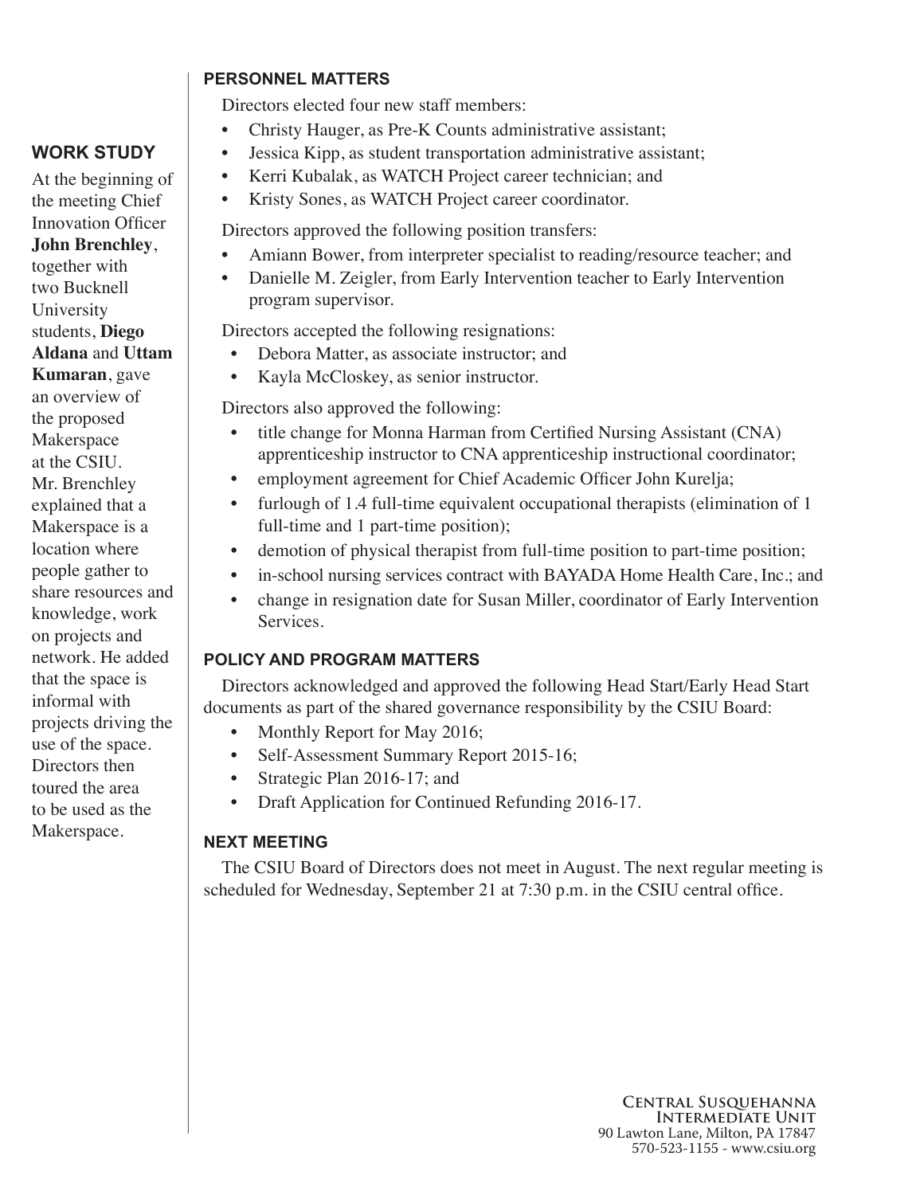## WORK STUDY

At the beginning of the meeting Chief Innovation Officer **John Brenchley**, together with two Bucknell University students, **Diego Aldana** and **Uttam Kumaran**, gave an overview of the proposed Makerspace at the CSIU. Mr. Brenchley explained that a Makerspace is a location where people gather to share resources and knowledge, work on projects and network. He added that the space is informal with projects driving the use of the space. Directors then toured the area to be used as the Makerspace.

## PERSONNEL MATTERS

Directors elected four new staff members:

- Christy Hauger, as Pre-K Counts administrative assistant;
- Jessica Kipp, as student transportation administrative assistant;
- Kerri Kubalak, as WATCH Project career technician; and
- Kristy Sones, as WATCH Project career coordinator.

Directors approved the following position transfers:

- Amiann Bower, from interpreter specialist to reading/resource teacher; and
- Danielle M. Zeigler, from Early Intervention teacher to Early Intervention program supervisor.

Directors accepted the following resignations:

- Debora Matter, as associate instructor; and
- Kayla McCloskey, as senior instructor.

Directors also approved the following:

- title change for Monna Harman from Certified Nursing Assistant (CNA) apprenticeship instructor to CNA apprenticeship instructional coordinator;
- employment agreement for Chief Academic Officer John Kurelja;
- furlough of 1.4 full-time equivalent occupational therapists (elimination of 1 full-time and 1 part-time position);
- demotion of physical therapist from full-time position to part-time position;
- in-school nursing services contract with BAYADA Home Health Care, Inc.; and
- change in resignation date for Susan Miller, coordinator of Early Intervention Services.

## POLICY AND PROGRAM MATTERS

Directors acknowledged and approved the following Head Start/Early Head Start documents as part of the shared governance responsibility by the CSIU Board:

- Monthly Report for May 2016;
- Self-Assessment Summary Report 2015-16;
- Strategic Plan 2016-17; and
- Draft Application for Continued Refunding 2016-17.

## NEXT MEETING

The CSIU Board of Directors does not meet in August. The next regular meeting is scheduled for Wednesday, September 21 at 7:30 p.m. in the CSIU central office.

**Central Susquehanna Intermediate Unit**
90 Lawton Lane, Milton, PA 17847
570-523-1155 - www.csiu.org